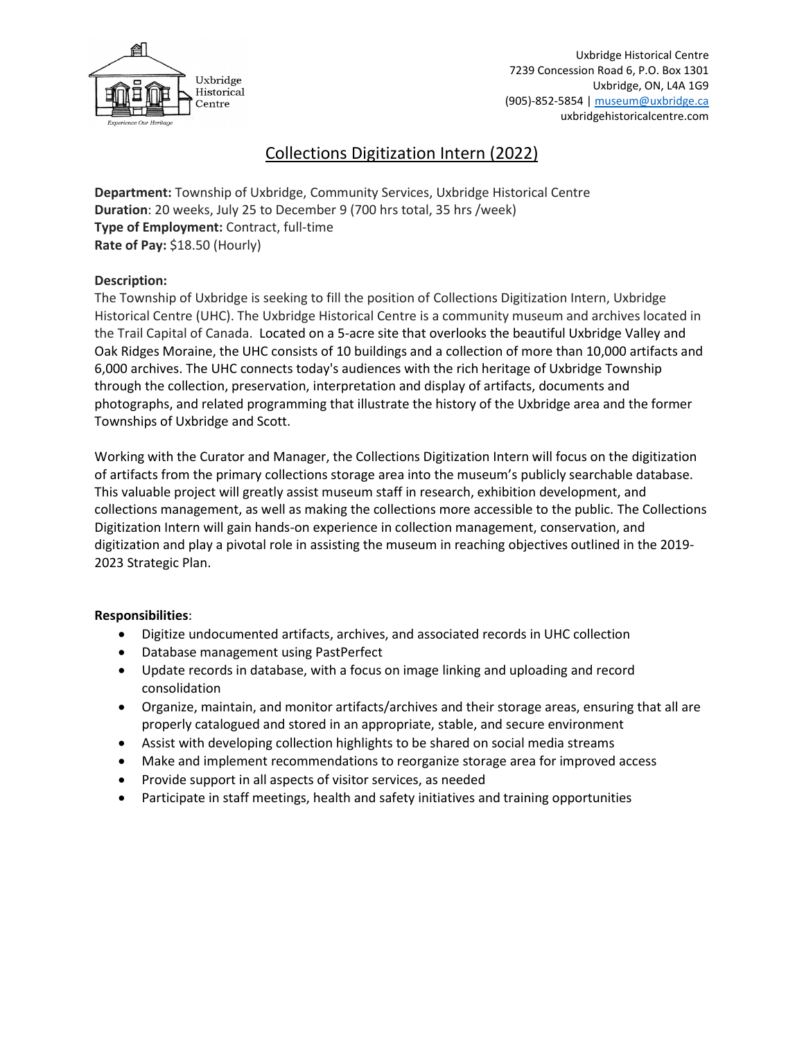Uxbridge Historical Centre
7239 Concession Road 6, P.O. Box 1301
Uxbridge, ON, L4A 1G9
(905)-852-5854 | museum@uxbridge.ca
uxbridgehistoricalcentre.com

# Collections Digitization Intern (2022)

**Department:** Township of Uxbridge, Community Services, Uxbridge Historical Centre
**Duration**: 20 weeks, July 25 to December 9 (700 hrs total, 35 hrs /week)
**Type of Employment:** Contract, full-time
**Rate of Pay:** $18.50 (Hourly)

**Description:**

The Township of Uxbridge is seeking to fill the position of Collections Digitization Intern, Uxbridge Historical Centre (UHC). The Uxbridge Historical Centre is a community museum and archives located in the Trail Capital of Canada. Located on a 5-acre site that overlooks the beautiful Uxbridge Valley and Oak Ridges Moraine, the UHC consists of 10 buildings and a collection of more than 10,000 artifacts and 6,000 archives. The UHC connects today's audiences with the rich heritage of Uxbridge Township through the collection, preservation, interpretation and display of artifacts, documents and photographs, and related programming that illustrate the history of the Uxbridge area and the former Townships of Uxbridge and Scott.

Working with the Curator and Manager, the Collections Digitization Intern will focus on the digitization of artifacts from the primary collections storage area into the museum's publicly searchable database. This valuable project will greatly assist museum staff in research, exhibition development, and collections management, as well as making the collections more accessible to the public. The Collections Digitization Intern will gain hands-on experience in collection management, conservation, and digitization and play a pivotal role in assisting the museum in reaching objectives outlined in the 2019-2023 Strategic Plan.

**Responsibilities**:

- Digitize undocumented artifacts, archives, and associated records in UHC collection
- Database management using PastPerfect
- Update records in database, with a focus on image linking and uploading and record consolidation
- Organize, maintain, and monitor artifacts/archives and their storage areas, ensuring that all are properly catalogued and stored in an appropriate, stable, and secure environment
- Assist with developing collection highlights to be shared on social media streams
- Make and implement recommendations to reorganize storage area for improved access
- Provide support in all aspects of visitor services, as needed
- Participate in staff meetings, health and safety initiatives and training opportunities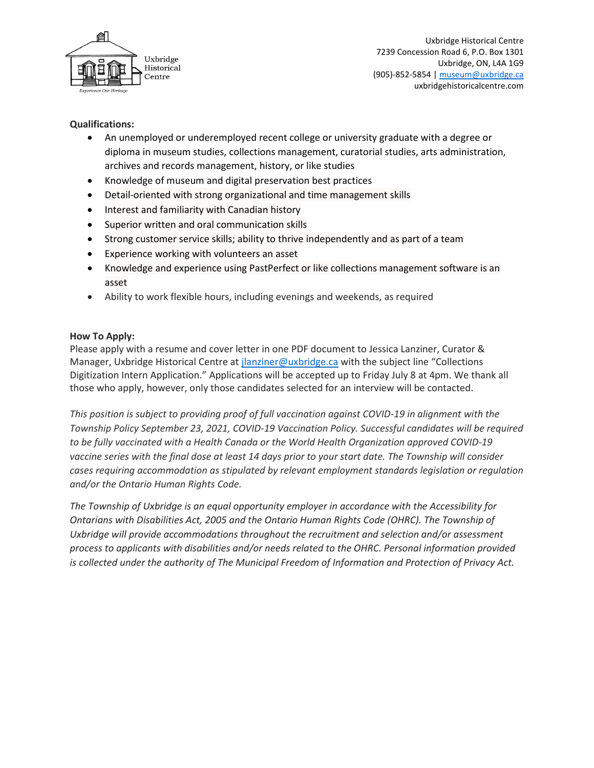Uxbridge Historical Centre
7239 Concession Road 6, P.O. Box 1301
Uxbridge, ON, L4A 1G9
(905)-852-5854 | museum@uxbridge.ca
uxbridgehistoricalcentre.com

**Qualifications:**

- An unemployed or underemployed recent college or university graduate with a degree or diploma in museum studies, collections management, curatorial studies, arts administration, archives and records management, history, or like studies
- Knowledge of museum and digital preservation best practices
- Detail-oriented with strong organizational and time management skills
- Interest and familiarity with Canadian history
- Superior written and oral communication skills
- Strong customer service skills; ability to thrive independently and as part of a team
- Experience working with volunteers an asset
- Knowledge and experience using PastPerfect or like collections management software is an asset
- Ability to work flexible hours, including evenings and weekends, as required

**How To Apply:**

Please apply with a resume and cover letter in one PDF document to Jessica Lanziner, Curator & Manager, Uxbridge Historical Centre at jlanziner@uxbridge.ca with the subject line "Collections Digitization Intern Application." Applications will be accepted up to Friday July 8 at 4pm. We thank all those who apply, however, only those candidates selected for an interview will be contacted.

*This position is subject to providing proof of full vaccination against COVID-19 in alignment with the Township Policy September 23, 2021, COVID-19 Vaccination Policy. Successful candidates will be required to be fully vaccinated with a Health Canada or the World Health Organization approved COVID-19 vaccine series with the final dose at least 14 days prior to your start date. The Township will consider cases requiring accommodation as stipulated by relevant employment standards legislation or regulation and/or the Ontario Human Rights Code.*

*The Township of Uxbridge is an equal opportunity employer in accordance with the Accessibility for Ontarians with Disabilities Act, 2005 and the Ontario Human Rights Code (OHRC). The Township of Uxbridge will provide accommodations throughout the recruitment and selection and/or assessment process to applicants with disabilities and/or needs related to the OHRC. Personal information provided is collected under the authority of The Municipal Freedom of Information and Protection of Privacy Act.*